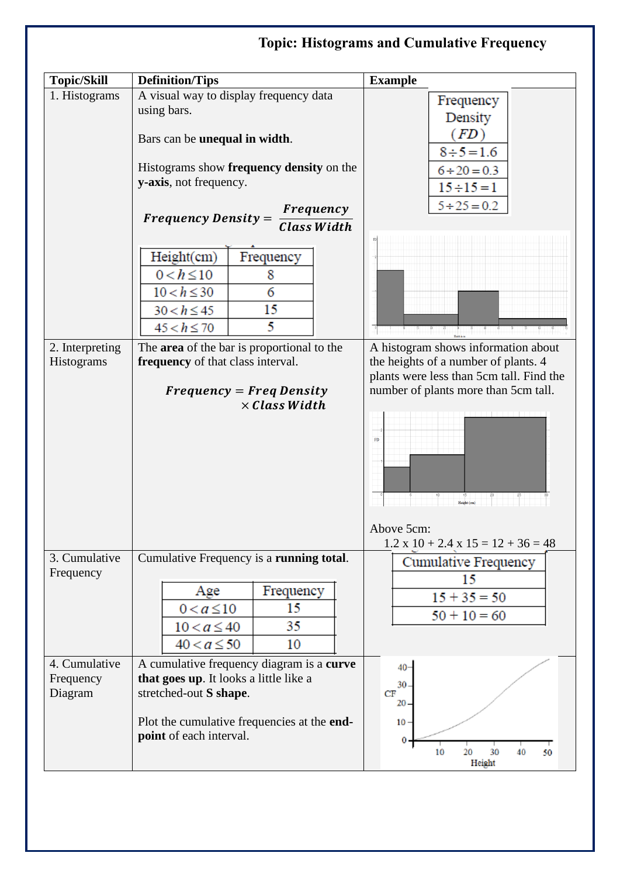# Topic: Histograms and Cumulative Frequency

| Topic/Skill | Definition/Tips | Example |
|---|---|---|
| 1. Histograms | A visual way to display frequency data using bars.<br><br>Bars can be **unequal in width**.<br><br>Histograms show **frequency density** on the **y-axis**, not frequency.<br><br>$\boldsymbol{Frequency\ Density} = \dfrac{\boldsymbol{Frequency}}{\boldsymbol{Class\ Width}}$<br><br>Height(cm) / Frequency:<br>$0 < h \le 10$ : 8<br>$10 < h \le 30$ : 6<br>$30 < h \le 45$ : 15<br>$45 < h \le 70$ : 5 | Frequency Density ($FD$):<br>$8 \div 5 = 1.6$<br>$6 \div 20 = 0.3$<br>$15 \div 15 = 1$<br>$5 \div 25 = 0.2$ |
| 2. Interpreting Histograms | The **area** of the bar is proportional to the **frequency** of that class interval.<br><br>$\boldsymbol{Frequency} = \boldsymbol{Freq\ Density} \times \boldsymbol{Class\ Width}$ | A histogram shows information about the heights of a number of plants. 4 plants were less than 5cm tall. Find the number of plants more than 5cm tall.<br><br>Above 5cm:<br>1.2 x 10 + 2.4 x 15 = 12 + 36 = 48 |
| 3. Cumulative Frequency | Cumulative Frequency is a **running total**.<br><br>Age / Frequency:<br>$0 < a \le 10$ : 15<br>$10 < a \le 40$ : 35<br>$40 < a \le 50$ : 10 | Cumulative Frequency:<br>15<br>$15 + 35 = 50$<br>$50 + 10 = 60$ |
| 4. Cumulative Frequency Diagram | A cumulative frequency diagram is a **curve that goes up**. It looks a little like a stretched-out **S shape**.<br><br>Plot the cumulative frequencies at the **end-point** of each interval. | |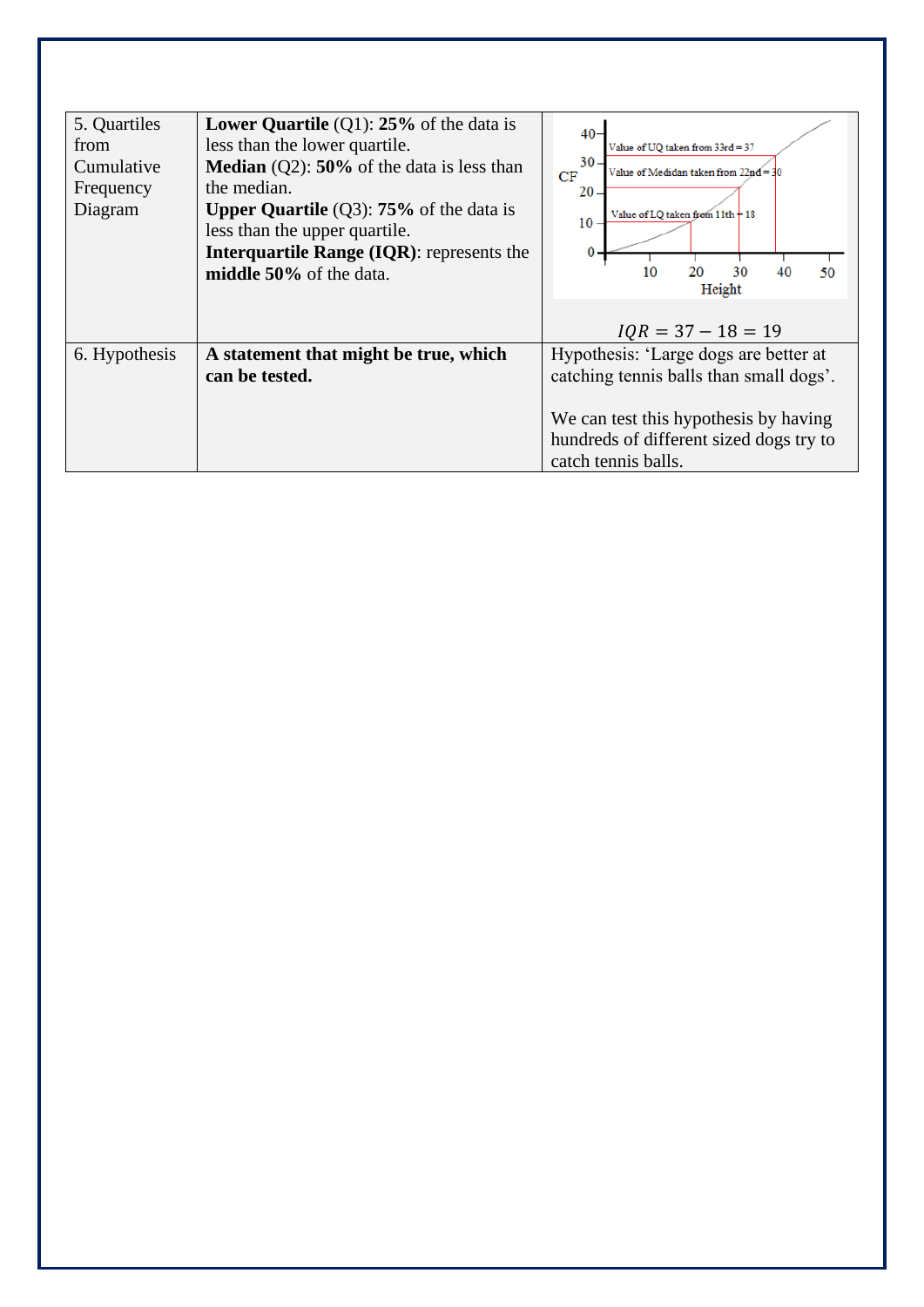| | | |
|---|---|---|
| 5. Quartiles from Cumulative Frequency Diagram | **Lower Quartile** (Q1): **25%** of the data is less than the lower quartile.<br>**Median** (Q2): **50%** of the data is less than the median.<br>**Upper Quartile** (Q3): **75%** of the data is less than the upper quartile.<br>**Interquartile Range (IQR)**: represents the **middle 50%** of the data. | 40 30 20 10 0<br>CF<br>Value of UQ taken from 33rd = 37<br>Value of Medidan taken from 22nd = 30<br>Value of LQ taken from 11th = 18<br>10 20 30 40 50<br>Height<br>$IQR = 37 - 18 = 19$ |
| 6. Hypothesis | **A statement that might be true, which can be tested.** | Hypothesis: 'Large dogs are better at catching tennis balls than small dogs'.<br><br>We can test this hypothesis by having hundreds of different sized dogs try to catch tennis balls. |